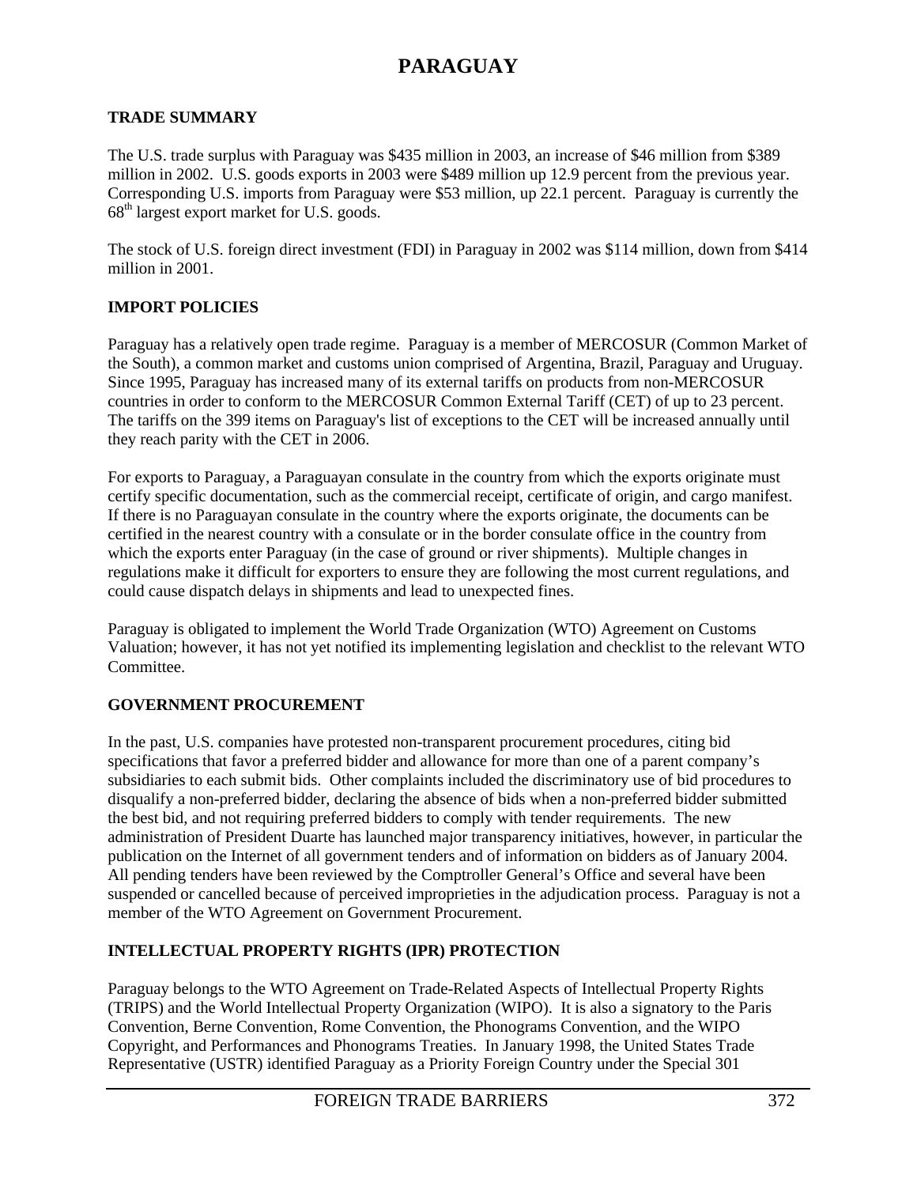# PARAGUAY

## TRADE SUMMARY

The U.S. trade surplus with Paraguay was $435 million in 2003, an increase of $46 million from $389 million in 2002. U.S. goods exports in 2003 were $489 million up 12.9 percent from the previous year. Corresponding U.S. imports from Paraguay were $53 million, up 22.1 percent. Paraguay is currently the 68th largest export market for U.S. goods.

The stock of U.S. foreign direct investment (FDI) in Paraguay in 2002 was $114 million, down from $414 million in 2001.

## IMPORT POLICIES

Paraguay has a relatively open trade regime. Paraguay is a member of MERCOSUR (Common Market of the South), a common market and customs union comprised of Argentina, Brazil, Paraguay and Uruguay. Since 1995, Paraguay has increased many of its external tariffs on products from non-MERCOSUR countries in order to conform to the MERCOSUR Common External Tariff (CET) of up to 23 percent. The tariffs on the 399 items on Paraguay's list of exceptions to the CET will be increased annually until they reach parity with the CET in 2006.

For exports to Paraguay, a Paraguayan consulate in the country from which the exports originate must certify specific documentation, such as the commercial receipt, certificate of origin, and cargo manifest. If there is no Paraguayan consulate in the country where the exports originate, the documents can be certified in the nearest country with a consulate or in the border consulate office in the country from which the exports enter Paraguay (in the case of ground or river shipments). Multiple changes in regulations make it difficult for exporters to ensure they are following the most current regulations, and could cause dispatch delays in shipments and lead to unexpected fines.

Paraguay is obligated to implement the World Trade Organization (WTO) Agreement on Customs Valuation; however, it has not yet notified its implementing legislation and checklist to the relevant WTO Committee.

## GOVERNMENT PROCUREMENT

In the past, U.S. companies have protested non-transparent procurement procedures, citing bid specifications that favor a preferred bidder and allowance for more than one of a parent company's subsidiaries to each submit bids. Other complaints included the discriminatory use of bid procedures to disqualify a non-preferred bidder, declaring the absence of bids when a non-preferred bidder submitted the best bid, and not requiring preferred bidders to comply with tender requirements. The new administration of President Duarte has launched major transparency initiatives, however, in particular the publication on the Internet of all government tenders and of information on bidders as of January 2004. All pending tenders have been reviewed by the Comptroller General's Office and several have been suspended or cancelled because of perceived improprieties in the adjudication process. Paraguay is not a member of the WTO Agreement on Government Procurement.

## INTELLECTUAL PROPERTY RIGHTS (IPR) PROTECTION

Paraguay belongs to the WTO Agreement on Trade-Related Aspects of Intellectual Property Rights (TRIPS) and the World Intellectual Property Organization (WIPO). It is also a signatory to the Paris Convention, Berne Convention, Rome Convention, the Phonograms Convention, and the WIPO Copyright, and Performances and Phonograms Treaties. In January 1998, the United States Trade Representative (USTR) identified Paraguay as a Priority Foreign Country under the Special 301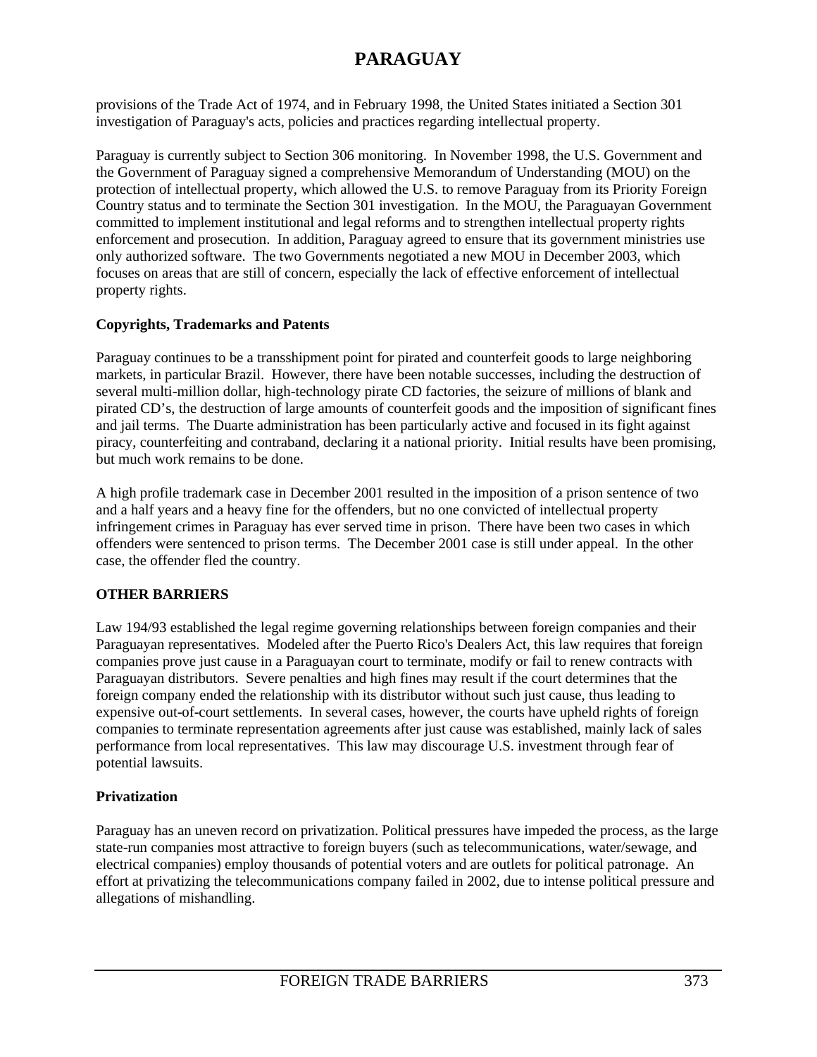provisions of the Trade Act of 1974, and in February 1998, the United States initiated a Section 301 investigation of Paraguay's acts, policies and practices regarding intellectual property.

Paraguay is currently subject to Section 306 monitoring. In November 1998, the U.S. Government and the Government of Paraguay signed a comprehensive Memorandum of Understanding (MOU) on the protection of intellectual property, which allowed the U.S. to remove Paraguay from its Priority Foreign Country status and to terminate the Section 301 investigation. In the MOU, the Paraguayan Government committed to implement institutional and legal reforms and to strengthen intellectual property rights enforcement and prosecution. In addition, Paraguay agreed to ensure that its government ministries use only authorized software. The two Governments negotiated a new MOU in December 2003, which focuses on areas that are still of concern, especially the lack of effective enforcement of intellectual property rights.

**Copyrights, Trademarks and Patents**

Paraguay continues to be a transshipment point for pirated and counterfeit goods to large neighboring markets, in particular Brazil. However, there have been notable successes, including the destruction of several multi-million dollar, high-technology pirate CD factories, the seizure of millions of blank and pirated CD's, the destruction of large amounts of counterfeit goods and the imposition of significant fines and jail terms. The Duarte administration has been particularly active and focused in its fight against piracy, counterfeiting and contraband, declaring it a national priority. Initial results have been promising, but much work remains to be done.

A high profile trademark case in December 2001 resulted in the imposition of a prison sentence of two and a half years and a heavy fine for the offenders, but no one convicted of intellectual property infringement crimes in Paraguay has ever served time in prison. There have been two cases in which offenders were sentenced to prison terms. The December 2001 case is still under appeal. In the other case, the offender fled the country.

## OTHER BARRIERS

Law 194/93 established the legal regime governing relationships between foreign companies and their Paraguayan representatives. Modeled after the Puerto Rico's Dealers Act, this law requires that foreign companies prove just cause in a Paraguayan court to terminate, modify or fail to renew contracts with Paraguayan distributors. Severe penalties and high fines may result if the court determines that the foreign company ended the relationship with its distributor without such just cause, thus leading to expensive out-of-court settlements. In several cases, however, the courts have upheld rights of foreign companies to terminate representation agreements after just cause was established, mainly lack of sales performance from local representatives. This law may discourage U.S. investment through fear of potential lawsuits.

**Privatization**

Paraguay has an uneven record on privatization. Political pressures have impeded the process, as the large state-run companies most attractive to foreign buyers (such as telecommunications, water/sewage, and electrical companies) employ thousands of potential voters and are outlets for political patronage. An effort at privatizing the telecommunications company failed in 2002, due to intense political pressure and allegations of mishandling.